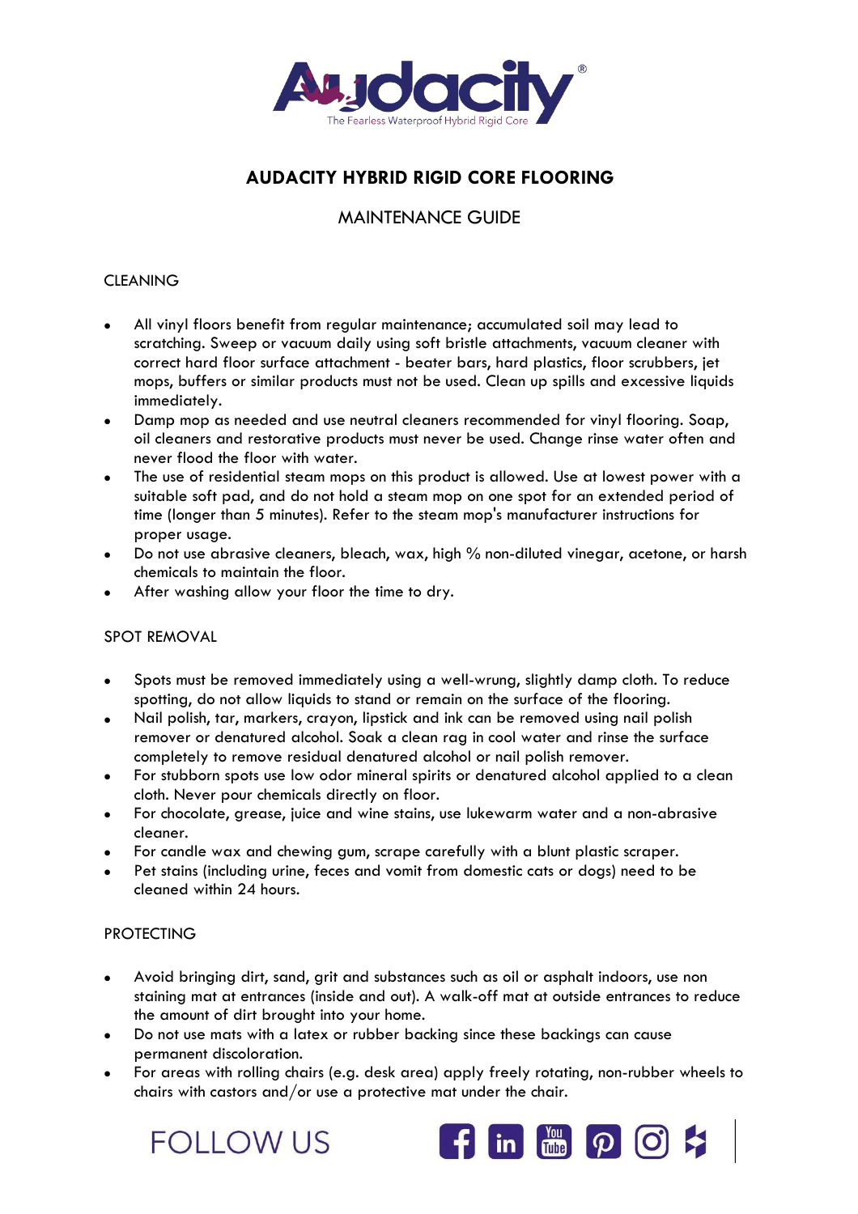Audacity®

The Fearless Waterproof Hybrid Rigid Core

# AUDACITY HYBRID RIGID CORE FLOORING

## MAINTENANCE GUIDE

### CLEANING

- All vinyl floors benefit from regular maintenance; accumulated soil may lead to scratching. Sweep or vacuum daily using soft bristle attachments, vacuum cleaner with correct hard floor surface attachment - beater bars, hard plastics, floor scrubbers, jet mops, buffers or similar products must not be used. Clean up spills and excessive liquids immediately.
- Damp mop as needed and use neutral cleaners recommended for vinyl flooring. Soap, oil cleaners and restorative products must never be used. Change rinse water often and never flood the floor with water.
- The use of residential steam mops on this product is allowed. Use at lowest power with a suitable soft pad, and do not hold a steam mop on one spot for an extended period of time (longer than 5 minutes). Refer to the steam mop's manufacturer instructions for proper usage.
- Do not use abrasive cleaners, bleach, wax, high % non-diluted vinegar, acetone, or harsh chemicals to maintain the floor.
- After washing allow your floor the time to dry.

### SPOT REMOVAL

- Spots must be removed immediately using a well-wrung, slightly damp cloth. To reduce spotting, do not allow liquids to stand or remain on the surface of the flooring.
- Nail polish, tar, markers, crayon, lipstick and ink can be removed using nail polish remover or denatured alcohol. Soak a clean rag in cool water and rinse the surface completely to remove residual denatured alcohol or nail polish remover.
- For stubborn spots use low odor mineral spirits or denatured alcohol applied to a clean cloth. Never pour chemicals directly on floor.
- For chocolate, grease, juice and wine stains, use lukewarm water and a non-abrasive cleaner.
- For candle wax and chewing gum, scrape carefully with a blunt plastic scraper.
- Pet stains (including urine, feces and vomit from domestic cats or dogs) need to be cleaned within 24 hours.

### PROTECTING

- Avoid bringing dirt, sand, grit and substances such as oil or asphalt indoors, use non staining mat at entrances (inside and out). A walk-off mat at outside entrances to reduce the amount of dirt brought into your home.
- Do not use mats with a latex or rubber backing since these backings can cause permanent discoloration.
- For areas with rolling chairs (e.g. desk area) apply freely rotating, non-rubber wheels to chairs with castors and/or use a protective mat under the chair.

FOLLOW US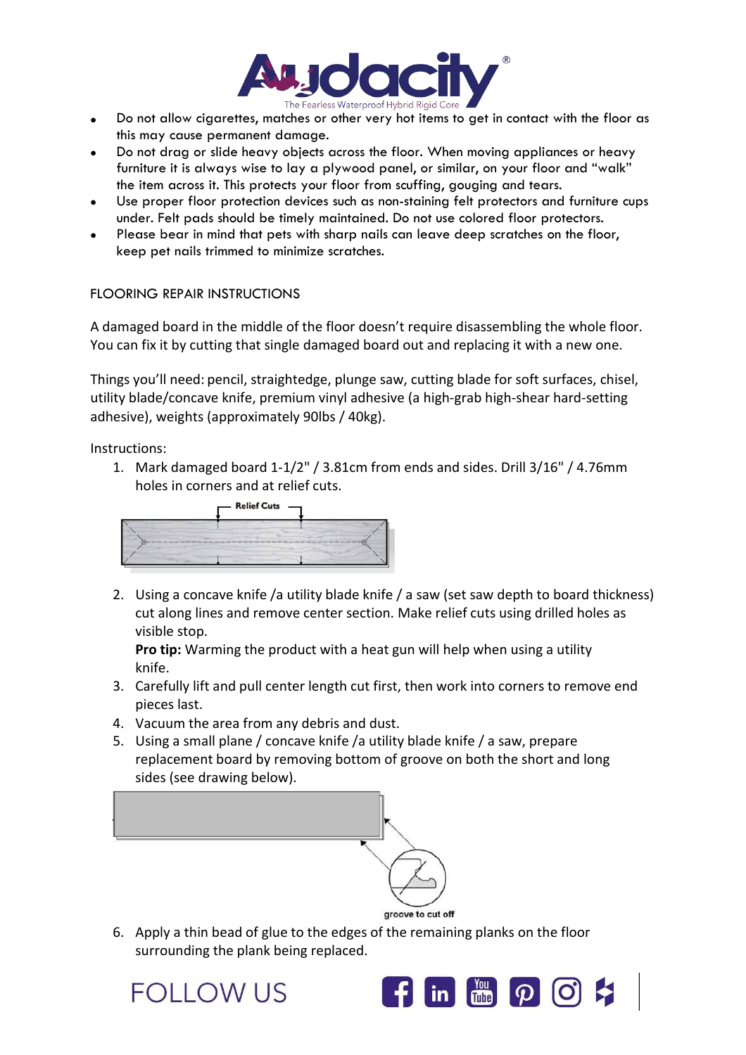- Do not allow cigarettes, matches or other very hot items to get in contact with the floor as this may cause permanent damage.
- Do not drag or slide heavy objects across the floor. When moving appliances or heavy furniture it is always wise to lay a plywood panel, or similar, on your floor and "walk" the item across it. This protects your floor from scuffing, gouging and tears.
- Use proper floor protection devices such as non-staining felt protectors and furniture cups under. Felt pads should be timely maintained. Do not use colored floor protectors.
- Please bear in mind that pets with sharp nails can leave deep scratches on the floor, keep pet nails trimmed to minimize scratches.

## FLOORING REPAIR INSTRUCTIONS

A damaged board in the middle of the floor doesn't require disassembling the whole floor. You can fix it by cutting that single damaged board out and replacing it with a new one.

Things you'll need: pencil, straightedge, plunge saw, cutting blade for soft surfaces, chisel, utility blade/concave knife, premium vinyl adhesive (a high-grab high-shear hard-setting adhesive), weights (approximately 90lbs / 40kg).

Instructions:

1. Mark damaged board 1-1/2" / 3.81cm from ends and sides. Drill 3/16" / 4.76mm holes in corners and at relief cuts.

   Relief Cuts

2. Using a concave knife /a utility blade knife / a saw (set saw depth to board thickness) cut along lines and remove center section. Make relief cuts using drilled holes as visible stop.
   **Pro tip:** Warming the product with a heat gun will help when using a utility knife.
3. Carefully lift and pull center length cut first, then work into corners to remove end pieces last.
4. Vacuum the area from any debris and dust.
5. Using a small plane / concave knife /a utility blade knife / a saw, prepare replacement board by removing bottom of groove on both the short and long sides (see drawing below).

   groove to cut off

6. Apply a thin bead of glue to the edges of the remaining planks on the floor surrounding the plank being replaced.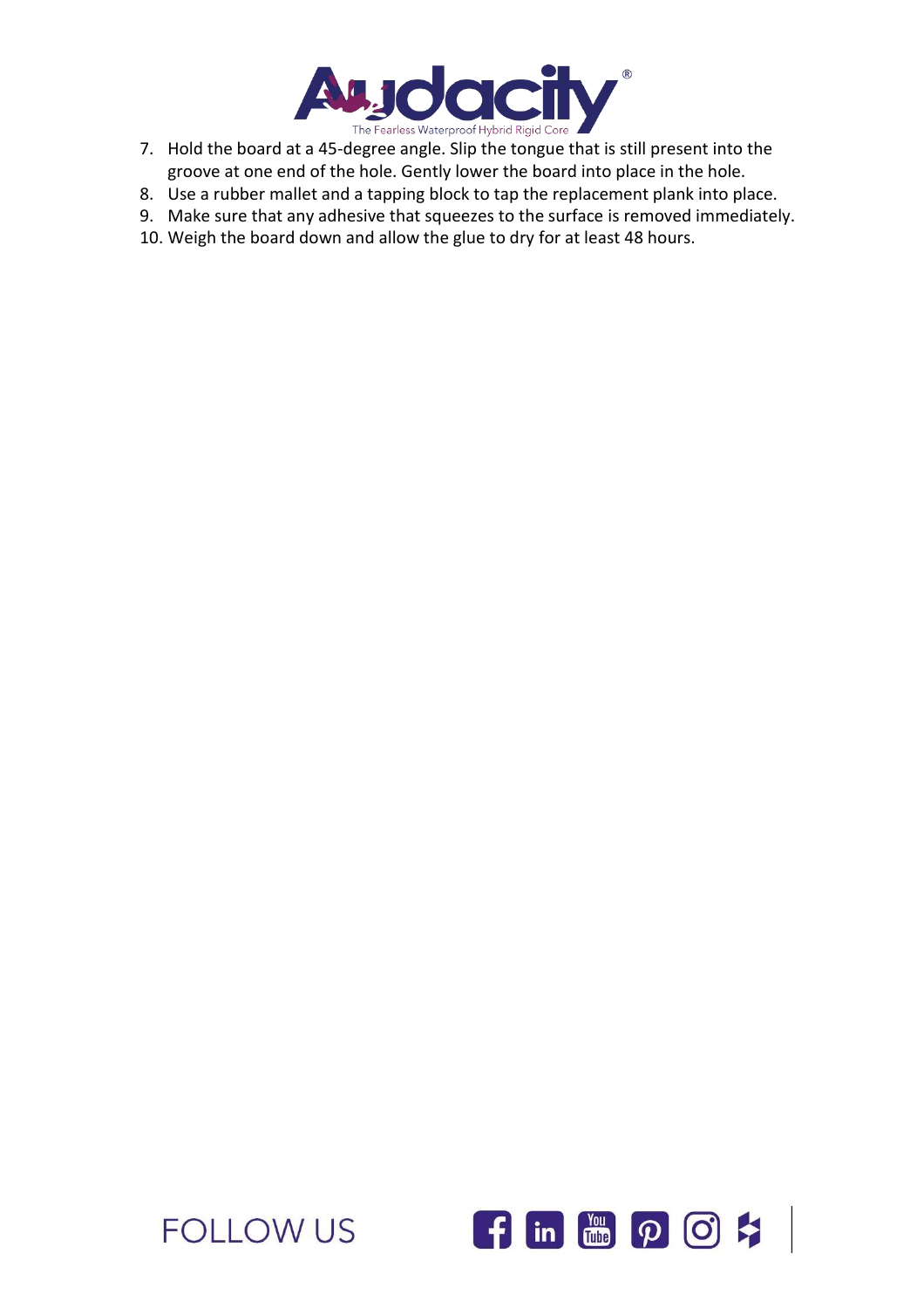7. Hold the board at a 45-degree angle. Slip the tongue that is still present into the groove at one end of the hole. Gently lower the board into place in the hole.
8. Use a rubber mallet and a tapping block to tap the replacement plank into place.
9. Make sure that any adhesive that squeezes to the surface is removed immediately.
10. Weigh the board down and allow the glue to dry for at least 48 hours.

FOLLOW US